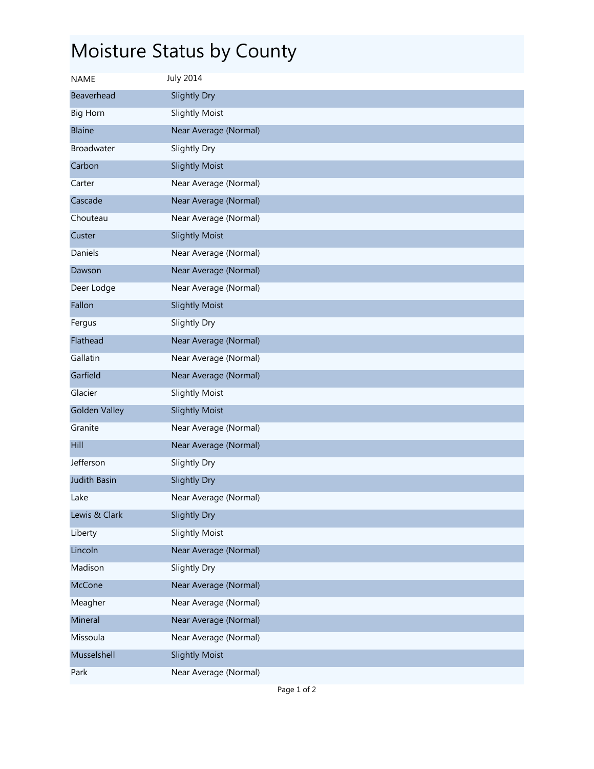# Moisture Status by County

| NAME | July 2014 |
|---|---|
| Beaverhead | Slightly Dry |
| Big Horn | Slightly Moist |
| Blaine | Near Average (Normal) |
| Broadwater | Slightly Dry |
| Carbon | Slightly Moist |
| Carter | Near Average (Normal) |
| Cascade | Near Average (Normal) |
| Chouteau | Near Average (Normal) |
| Custer | Slightly Moist |
| Daniels | Near Average (Normal) |
| Dawson | Near Average (Normal) |
| Deer Lodge | Near Average (Normal) |
| Fallon | Slightly Moist |
| Fergus | Slightly Dry |
| Flathead | Near Average (Normal) |
| Gallatin | Near Average (Normal) |
| Garfield | Near Average (Normal) |
| Glacier | Slightly Moist |
| Golden Valley | Slightly Moist |
| Granite | Near Average (Normal) |
| Hill | Near Average (Normal) |
| Jefferson | Slightly Dry |
| Judith Basin | Slightly Dry |
| Lake | Near Average (Normal) |
| Lewis & Clark | Slightly Dry |
| Liberty | Slightly Moist |
| Lincoln | Near Average (Normal) |
| Madison | Slightly Dry |
| McCone | Near Average (Normal) |
| Meagher | Near Average (Normal) |
| Mineral | Near Average (Normal) |
| Missoula | Near Average (Normal) |
| Musselshell | Slightly Moist |
| Park | Near Average (Normal) |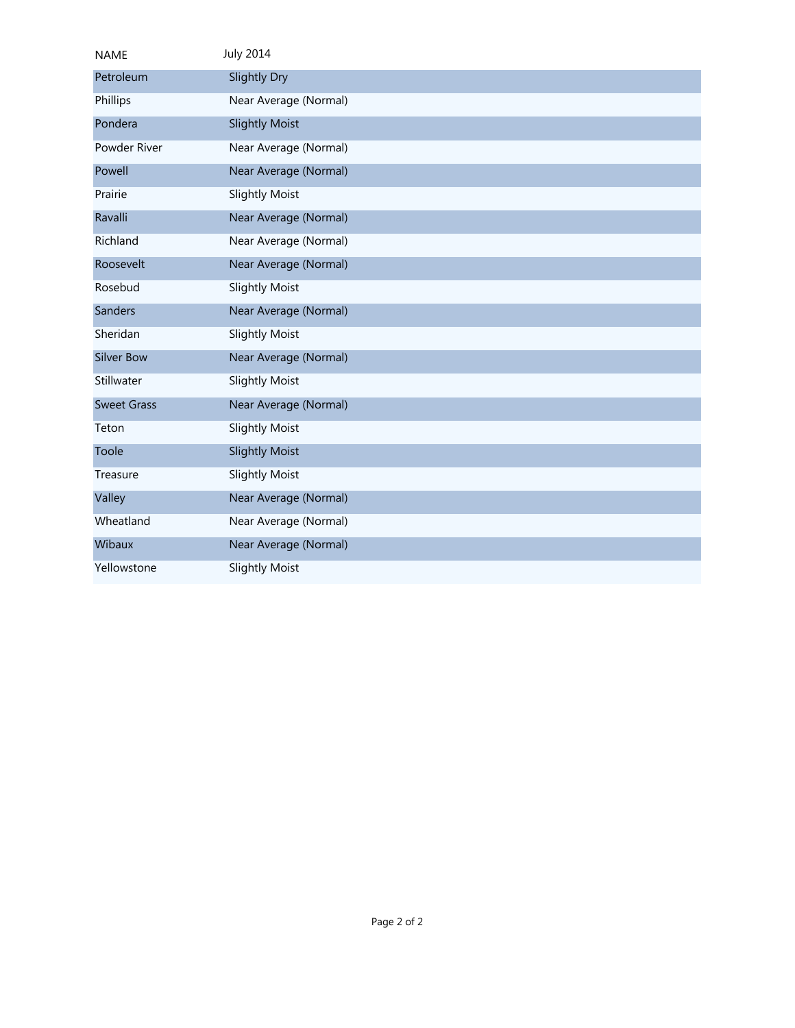| NAME | July 2014 |
|---|---|
| Petroleum | Slightly Dry |
| Phillips | Near Average (Normal) |
| Pondera | Slightly Moist |
| Powder River | Near Average (Normal) |
| Powell | Near Average (Normal) |
| Prairie | Slightly Moist |
| Ravalli | Near Average (Normal) |
| Richland | Near Average (Normal) |
| Roosevelt | Near Average (Normal) |
| Rosebud | Slightly Moist |
| Sanders | Near Average (Normal) |
| Sheridan | Slightly Moist |
| Silver Bow | Near Average (Normal) |
| Stillwater | Slightly Moist |
| Sweet Grass | Near Average (Normal) |
| Teton | Slightly Moist |
| Toole | Slightly Moist |
| Treasure | Slightly Moist |
| Valley | Near Average (Normal) |
| Wheatland | Near Average (Normal) |
| Wibaux | Near Average (Normal) |
| Yellowstone | Slightly Moist |